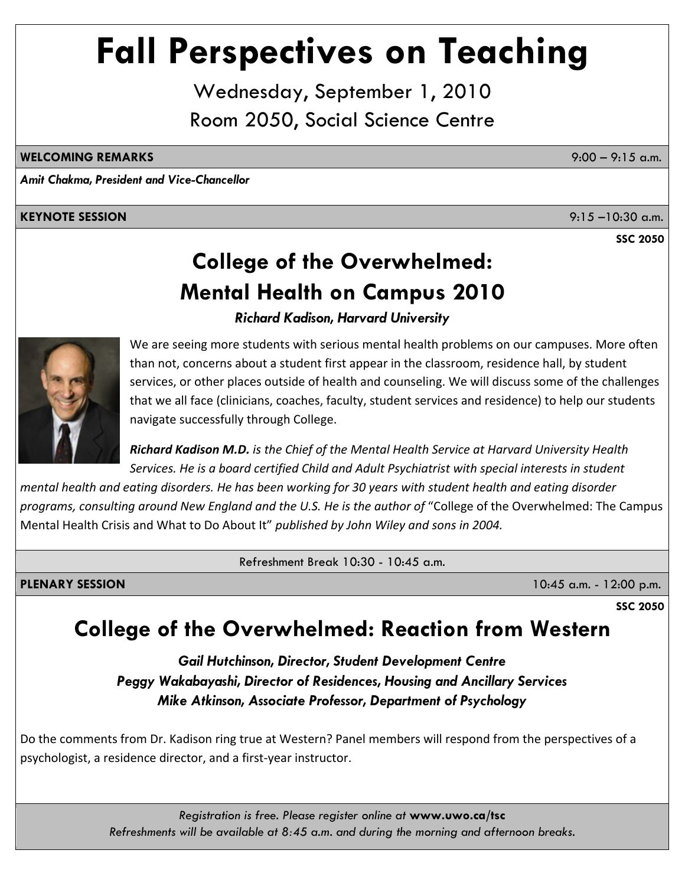# Fall Perspectives on Teaching

Wednesday, September 1, 2010

Room 2050, Social Science Centre

**WELCOMING REMARKS** 9:00 – 9:15 a.m.

***Amit Chakma, President and Vice-Chancellor***

**KEYNOTE SESSION** 9:15 –10:30 a.m.

**SSC 2050**

## College of the Overwhelmed: Mental Health on Campus 2010

***Richard Kadison, Harvard University***

We are seeing more students with serious mental health problems on our campuses. More often than not, concerns about a student first appear in the classroom, residence hall, by student services, or other places outside of health and counseling. We will discuss some of the challenges that we all face (clinicians, coaches, faculty, student services and residence) to help our students navigate successfully through College.

***Richard Kadison M.D.*** *is the Chief of the Mental Health Service at Harvard University Health Services. He is a board certified Child and Adult Psychiatrist with special interests in student mental health and eating disorders. He has been working for 30 years with student health and eating disorder programs, consulting around New England and the U.S. He is the author of* "College of the Overwhelmed: The Campus Mental Health Crisis and What to Do About It" *published by John Wiley and sons in 2004.*

Refreshment Break 10:30 - 10:45 a.m.

**PLENARY SESSION** 10:45 a.m. - 12:00 p.m.

**SSC 2050**

## College of the Overwhelmed: Reaction from Western

***Gail Hutchinson, Director, Student Development Centre***

***Peggy Wakabayashi, Director of Residences, Housing and Ancillary Services***

***Mike Atkinson, Associate Professor, Department of Psychology***

Do the comments from Dr. Kadison ring true at Western? Panel members will respond from the perspectives of a psychologist, a residence director, and a first-year instructor.

*Registration is free. Please register online at* ***www.uwo.ca/tsc***

*Refreshments will be available at 8:45 a.m. and during the morning and afternoon breaks.*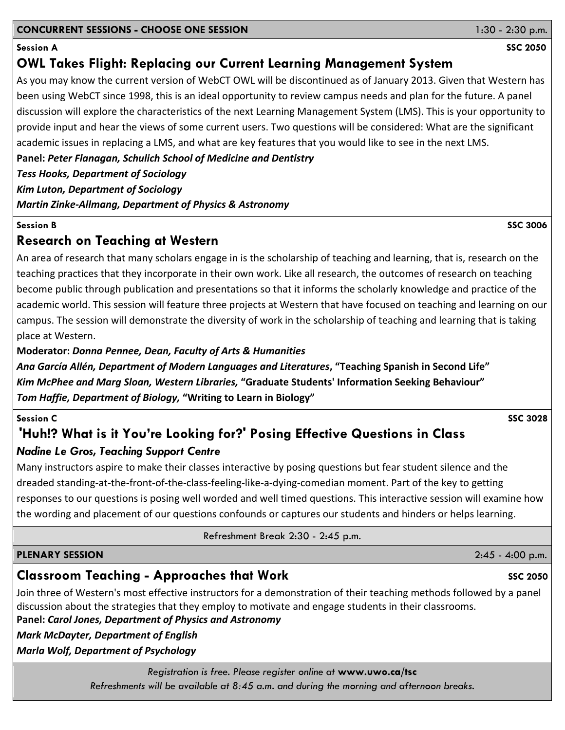**CONCURRENT SESSIONS - CHOOSE ONE SESSION** 1:30 - 2:30 p.m.

**Session A** **SSC 2050**

## OWL Takes Flight: Replacing our Current Learning Management System

As you may know the current version of WebCT OWL will be discontinued as of January 2013. Given that Western has been using WebCT since 1998, this is an ideal opportunity to review campus needs and plan for the future. A panel discussion will explore the characteristics of the next Learning Management System (LMS). This is your opportunity to provide input and hear the views of some current users. Two questions will be considered: What are the significant academic issues in replacing a LMS, and what are key features that you would like to see in the next LMS.

**Panel:** ***Peter Flanagan, Schulich School of Medicine and Dentistry***
***Tess Hooks, Department of Sociology***
***Kim Luton, Department of Sociology***
***Martin Zinke-Allmang, Department of Physics & Astronomy***

**Session B** **SSC 3006**

## Research on Teaching at Western

An area of research that many scholars engage in is the scholarship of teaching and learning, that is, research on the teaching practices that they incorporate in their own work. Like all research, the outcomes of research on teaching become public through publication and presentations so that it informs the scholarly knowledge and practice of the academic world. This session will feature three projects at Western that have focused on teaching and learning on our campus. The session will demonstrate the diversity of work in the scholarship of teaching and learning that is taking place at Western.

**Moderator:** ***Donna Pennee, Dean, Faculty of Arts & Humanities***
***Ana García Allén, Department of Modern Languages and Literatures*, "Teaching Spanish in Second Life"**
***Kim McPhee and Marg Sloan, Western Libraries,* "Graduate Students' Information Seeking Behaviour"**
***Tom Haffie, Department of Biology,* "Writing to Learn in Biology"**

**Session C** **SSC 3028**

## 'Huh!? What is it You're Looking for?' Posing Effective Questions in Class

***Nadine Le Gros, Teaching Support Centre***

Many instructors aspire to make their classes interactive by posing questions but fear student silence and the dreaded standing-at-the-front-of-the-class-feeling-like-a-dying-comedian moment. Part of the key to getting responses to our questions is posing well worded and well timed questions. This interactive session will examine how the wording and placement of our questions confounds or captures our students and hinders or helps learning.

Refreshment Break 2:30 - 2:45 p.m.

**PLENARY SESSION** 2:45 - 4:00 p.m.

## Classroom Teaching - Approaches that Work

**SSC 2050**

Join three of Western's most effective instructors for a demonstration of their teaching methods followed by a panel discussion about the strategies that they employ to motivate and engage students in their classrooms.

**Panel:** ***Carol Jones, Department of Physics and Astronomy***
***Mark McDayter, Department of English***
***Marla Wolf, Department of Psychology***

*Registration is free. Please register online at* ***www.uwo.ca/tsc***
*Refreshments will be available at 8:45 a.m. and during the morning and afternoon breaks.*